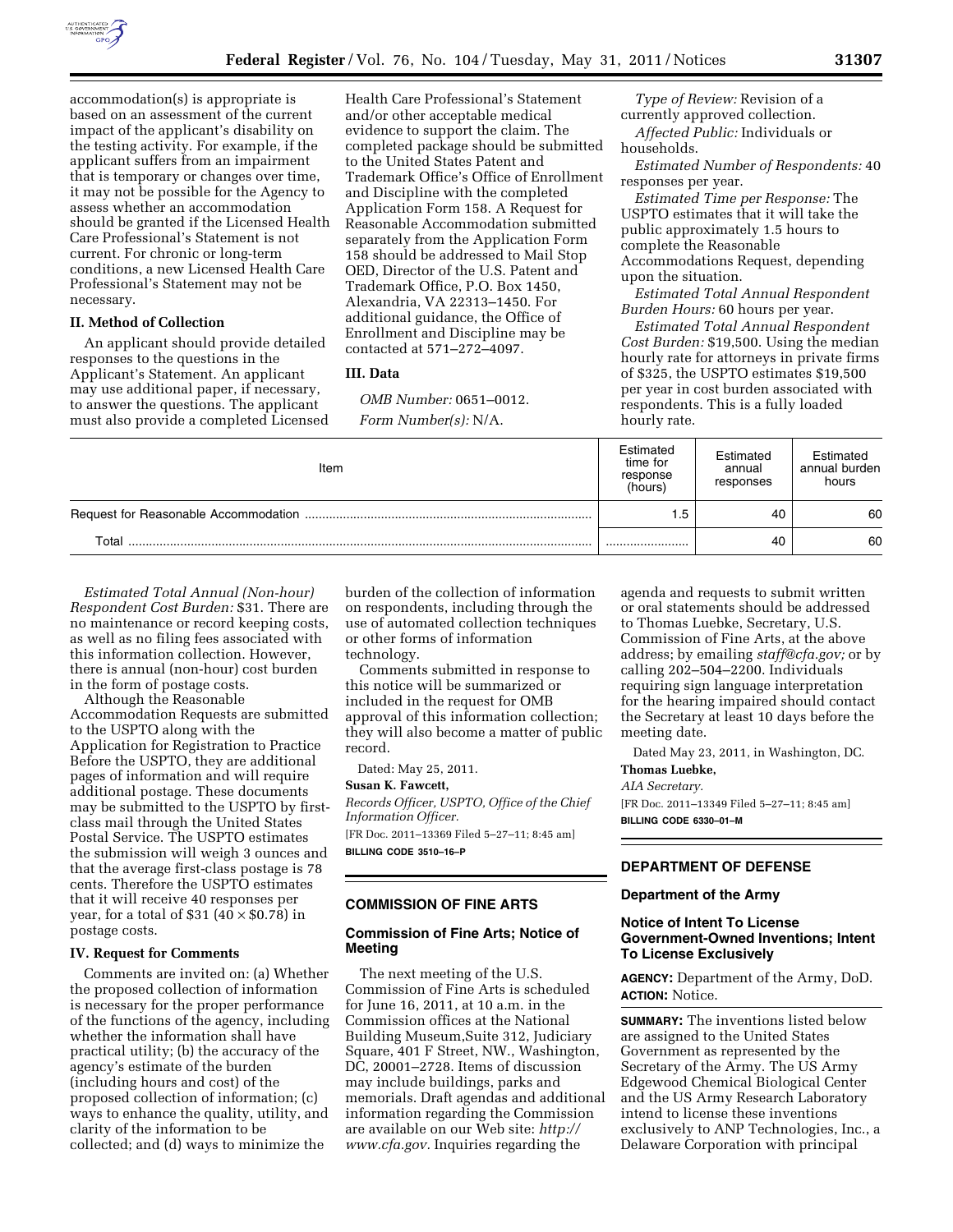accommodation(s) is appropriate is based on an assessment of the current impact of the applicant's disability on the testing activity. For example, if the applicant suffers from an impairment that is temporary or changes over time, it may not be possible for the Agency to assess whether an accommodation should be granted if the Licensed Health Care Professional's Statement is not current. For chronic or long-term conditions, a new Licensed Health Care Professional's Statement may not be necessary.

## II. Method of Collection

An applicant should provide detailed responses to the questions in the Applicant's Statement. An applicant may use additional paper, if necessary, to answer the questions. The applicant must also provide a completed Licensed Health Care Professional's Statement and/or other acceptable medical evidence to support the claim. The completed package should be submitted to the United States Patent and Trademark Office's Office of Enrollment and Discipline with the completed Application Form 158. A Request for Reasonable Accommodation submitted separately from the Application Form 158 should be addressed to Mail Stop OED, Director of the U.S. Patent and Trademark Office, P.O. Box 1450, Alexandria, VA 22313–1450. For additional guidance, the Office of Enrollment and Discipline may be contacted at 571–272–4097.

## III. Data

*OMB Number:* 0651–0012.

*Form Number(s):* N/A.

*Type of Review:* Revision of a currently approved collection.

*Affected Public:* Individuals or households.

*Estimated Number of Respondents:* 40 responses per year.

*Estimated Time per Response:* The USPTO estimates that it will take the public approximately 1.5 hours to complete the Reasonable Accommodations Request, depending upon the situation.

*Estimated Total Annual Respondent Burden Hours:* 60 hours per year.

*Estimated Total Annual Respondent Cost Burden:* $19,500. Using the median hourly rate for attorneys in private firms of $325, the USPTO estimates $19,500 per year in cost burden associated with respondents. This is a fully loaded hourly rate.

| Item | Estimated time for response (hours) | Estimated annual responses | Estimated annual burden hours |
|---|---|---|---|
| Request for Reasonable Accommodation | 1.5 | 40 | 60 |
| Total | | 40 | 60 |

*Estimated Total Annual (Non-hour) Respondent Cost Burden:* $31. There are no maintenance or record keeping costs, as well as no filing fees associated with this information collection. However, there is annual (non-hour) cost burden in the form of postage costs.

Although the Reasonable Accommodation Requests are submitted to the USPTO along with the Application for Registration to Practice Before the USPTO, they are additional pages of information and will require additional postage. These documents may be submitted to the USPTO by first-class mail through the United States Postal Service. The USPTO estimates the submission will weigh 3 ounces and that the average first-class postage is 78 cents. Therefore the USPTO estimates that it will receive 40 responses per year, for a total of $31 ($40 \times \$0.78$) in postage costs.

## IV. Request for Comments

Comments are invited on: (a) Whether the proposed collection of information is necessary for the proper performance of the functions of the agency, including whether the information shall have practical utility; (b) the accuracy of the agency's estimate of the burden (including hours and cost) of the proposed collection of information; (c) ways to enhance the quality, utility, and clarity of the information to be collected; and (d) ways to minimize the burden of the collection of information on respondents, including through the use of automated collection techniques or other forms of information technology.

Comments submitted in response to this notice will be summarized or included in the request for OMB approval of this information collection; they will also become a matter of public record.

Dated: May 25, 2011.

**Susan K. Fawcett,**

*Records Officer, USPTO, Office of the Chief Information Officer.*

[FR Doc. 2011–13369 Filed 5–27–11; 8:45 am]

**BILLING CODE 3510–16–P**

---

## COMMISSION OF FINE ARTS

### Commission of Fine Arts; Notice of Meeting

The next meeting of the U.S. Commission of Fine Arts is scheduled for June 16, 2011, at 10 a.m. in the Commission offices at the National Building Museum,Suite 312, Judiciary Square, 401 F Street, NW., Washington, DC, 20001–2728. Items of discussion may include buildings, parks and memorials. Draft agendas and additional information regarding the Commission are available on our Web site: *http://www.cfa.gov.* Inquiries regarding the agenda and requests to submit written or oral statements should be addressed to Thomas Luebke, Secretary, U.S. Commission of Fine Arts, at the above address; by emailing *staff@cfa.gov;* or by calling 202–504–2200. Individuals requiring sign language interpretation for the hearing impaired should contact the Secretary at least 10 days before the meeting date.

Dated May 23, 2011, in Washington, DC.

**Thomas Luebke,**

*AIA Secretary.*

[FR Doc. 2011–13349 Filed 5–27–11; 8:45 am]

**BILLING CODE 6330–01–M**

---

## DEPARTMENT OF DEFENSE

### Department of the Army

### Notice of Intent To License Government-Owned Inventions; Intent To License Exclusively

**AGENCY:** Department of the Army, DoD.

**ACTION:** Notice.

**SUMMARY:** The inventions listed below are assigned to the United States Government as represented by the Secretary of the Army. The US Army Edgewood Chemical Biological Center and the US Army Research Laboratory intend to license these inventions exclusively to ANP Technologies, Inc., a Delaware Corporation with principal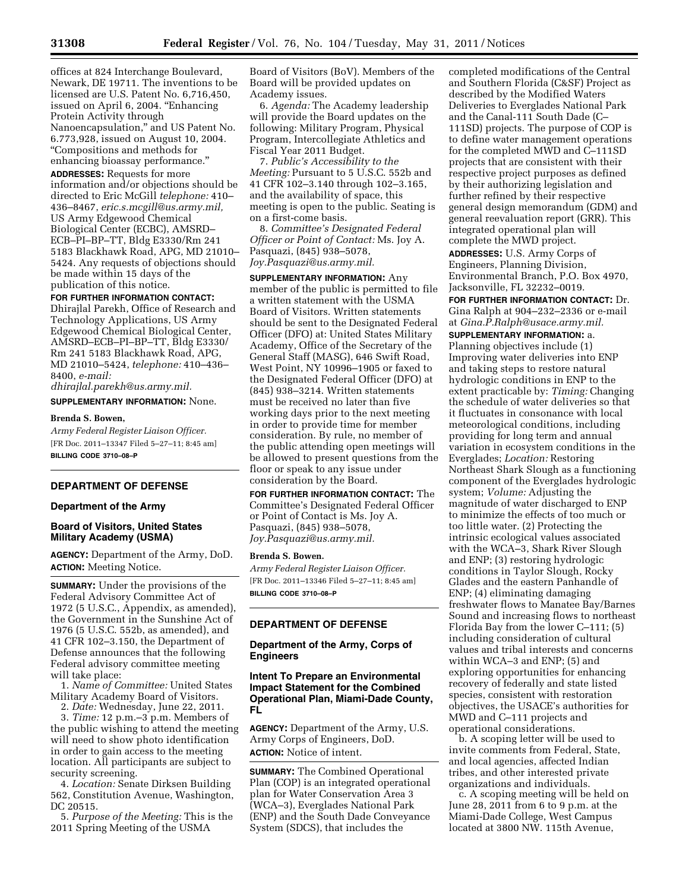offices at 824 Interchange Boulevard, Newark, DE 19711. The inventions to be licensed are U.S. Patent No. 6,716,450, issued on April 6, 2004. "Enhancing Protein Activity through Nanoencapsulation," and US Patent No. 6.773,928, issued on August 10, 2004. "Compositions and methods for enhancing bioassay performance."

**ADDRESSES:** Requests for more information and/or objections should be directed to Eric McGill *telephone:* 410–436–8467, *eric.s.mcgill@us.army.mil,* US Army Edgewood Chemical Biological Center (ECBC), AMSRD–ECB–PI–BP–TT, Bldg E3330/Rm 241 5183 Blackhawk Road, APG, MD 21010–5424. Any requests of objections should be made within 15 days of the publication of this notice.

**FOR FURTHER INFORMATION CONTACT:** Dhirajlal Parekh, Office of Research and Technology Applications, US Army Edgewood Chemical Biological Center, AMSRD–ECB–PI–BP–TT, Bldg E3330/Rm 241 5183 Blackhawk Road, APG, MD 21010–5424, *telephone:* 410–436–8400, *e-mail: dhirajlal.parekh@us.army.mil.*

**SUPPLEMENTARY INFORMATION:** None.

**Brenda S. Bowen,**

*Army Federal Register Liaison Officer.*

[FR Doc. 2011–13347 Filed 5–27–11; 8:45 am]

**BILLING CODE 3710–08–P**

---

## DEPARTMENT OF DEFENSE

### Department of the Army

### Board of Visitors, United States Military Academy (USMA)

**AGENCY:** Department of the Army, DoD.

**ACTION:** Meeting Notice.

**SUMMARY:** Under the provisions of the Federal Advisory Committee Act of 1972 (5 U.S.C., Appendix, as amended), the Government in the Sunshine Act of 1976 (5 U.S.C. 552b, as amended), and 41 CFR 102–3.150, the Department of Defense announces that the following Federal advisory committee meeting will take place:

1. *Name of Committee:* United States Military Academy Board of Visitors.

2. *Date:* Wednesday, June 22, 2011.

3. *Time:* 12 p.m.–3 p.m. Members of the public wishing to attend the meeting will need to show photo identification in order to gain access to the meeting location. All participants are subject to security screening.

4. *Location:* Senate Dirksen Building 562, Constitution Avenue, Washington, DC 20515.

5. *Purpose of the Meeting:* This is the 2011 Spring Meeting of the USMA Board of Visitors (BoV). Members of the Board will be provided updates on Academy issues.

6. *Agenda:* The Academy leadership will provide the Board updates on the following: Military Program, Physical Program, Intercollegiate Athletics and Fiscal Year 2011 Budget.

7. *Public's Accessibility to the Meeting:* Pursuant to 5 U.S.C. 552b and 41 CFR 102–3.140 through 102–3.165, and the availability of space, this meeting is open to the public. Seating is on a first-come basis.

8. *Committee's Designated Federal Officer or Point of Contact:* Ms. Joy A. Pasquazi, (845) 938–5078, *Joy.Pasquazi@us.army.mil.*

**SUPPLEMENTARY INFORMATION:** Any member of the public is permitted to file a written statement with the USMA Board of Visitors. Written statements should be sent to the Designated Federal Officer (DFO) at: United States Military Academy, Office of the Secretary of the General Staff (MASG), 646 Swift Road, West Point, NY 10996–1905 or faxed to the Designated Federal Officer (DFO) at (845) 938–3214. Written statements must be received no later than five working days prior to the next meeting in order to provide time for member consideration. By rule, no member of the public attending open meetings will be allowed to present questions from the floor or speak to any issue under consideration by the Board.

**FOR FURTHER INFORMATION CONTACT:** The Committee's Designated Federal Officer or Point of Contact is Ms. Joy A. Pasquazi, (845) 938–5078, *Joy.Pasquazi@us.army.mil.*

**Brenda S. Bowen.**

*Army Federal Register Liaison Officer.*

[FR Doc. 2011–13346 Filed 5–27–11; 8:45 am]

**BILLING CODE 3710–08–P**

---

## DEPARTMENT OF DEFENSE

### Department of the Army, Corps of Engineers

### Intent To Prepare an Environmental Impact Statement for the Combined Operational Plan, Miami-Dade County, FL

**AGENCY:** Department of the Army, U.S. Army Corps of Engineers, DoD.

**ACTION:** Notice of intent.

**SUMMARY:** The Combined Operational Plan (COP) is an integrated operational plan for Water Conservation Area 3 (WCA–3), Everglades National Park (ENP) and the South Dade Conveyance System (SDCS), that includes the completed modifications of the Central and Southern Florida (C&SF) Project as described by the Modified Waters Deliveries to Everglades National Park and the Canal-111 South Dade (C–111SD) projects. The purpose of COP is to define water management operations for the completed MWD and C–111SD projects that are consistent with their respective project purposes as defined by their authorizing legislation and further refined by their respective general design memorandum (GDM) and general reevaluation report (GRR). This integrated operational plan will complete the MWD project.

**ADDRESSES:** U.S. Army Corps of Engineers, Planning Division, Environmental Branch, P.O. Box 4970, Jacksonville, FL 32232–0019.

**FOR FURTHER INFORMATION CONTACT:** Dr. Gina Ralph at 904–232–2336 or e-mail at *Gina.P.Ralph@usace.army.mil.*

**SUPPLEMENTARY INFORMATION:** a. Planning objectives include (1) Improving water deliveries into ENP and taking steps to restore natural hydrologic conditions in ENP to the extent practicable by: *Timing:* Changing the schedule of water deliveries so that it fluctuates in consonance with local meteorological conditions, including providing for long term and annual variation in ecosystem conditions in the Everglades; *Location:* Restoring Northeast Shark Slough as a functioning component of the Everglades hydrologic system; *Volume:* Adjusting the magnitude of water discharged to ENP to minimize the effects of too much or too little water. (2) Protecting the intrinsic ecological values associated with the WCA–3, Shark River Slough and ENP; (3) restoring hydrologic conditions in Taylor Slough, Rocky Glades and the eastern Panhandle of ENP; (4) eliminating damaging freshwater flows to Manatee Bay/Barnes Sound and increasing flows to northeast Florida Bay from the lower C–111; (5) including consideration of cultural values and tribal interests and concerns within WCA–3 and ENP; (5) and exploring opportunities for enhancing recovery of federally and state listed species, consistent with restoration objectives, the USACE's authorities for MWD and C–111 projects and operational considerations.

b. A scoping letter will be used to invite comments from Federal, State, and local agencies, affected Indian tribes, and other interested private organizations and individuals.

c. A scoping meeting will be held on June 28, 2011 from 6 to 9 p.m. at the Miami-Dade College, West Campus located at 3800 NW. 115th Avenue,